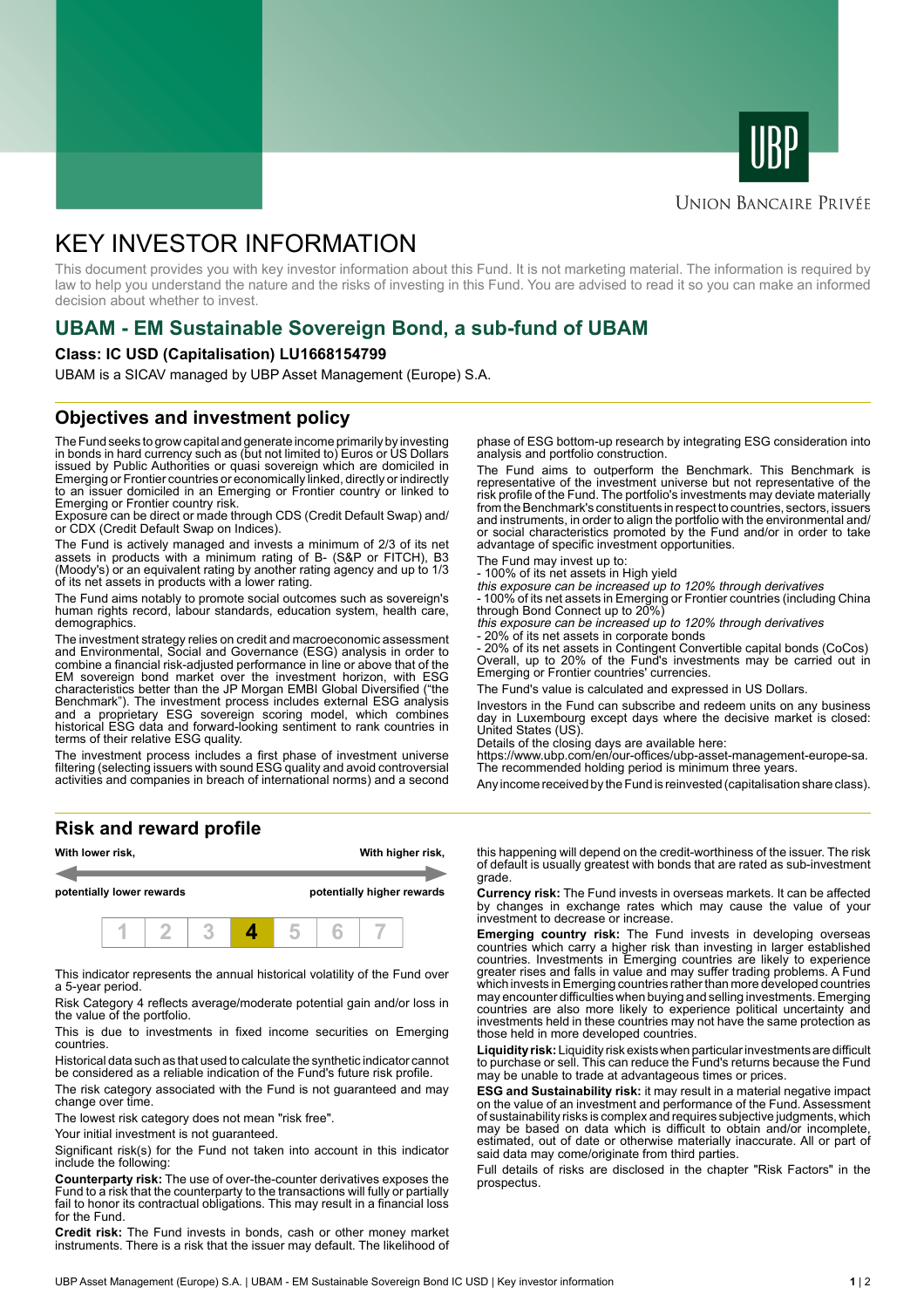UNION BANCAIRE PRIVÉE

# KEY INVESTOR INFORMATION

This document provides you with key investor information about this Fund. It is not marketing material. The information is required by law to help you understand the nature and the risks of investing in this Fund. You are advised to read it so you can make an informed decision about whether to invest.

## UBAM - EM Sustainable Sovereign Bond, a sub-fund of UBAM

**Class: IC USD (Capitalisation) LU1668154799**

UBAM is a SICAV managed by UBP Asset Management (Europe) S.A.

## Objectives and investment policy

The Fund seeks to grow capital and generate income primarily by investing in bonds in hard currency such as (but not limited to) Euros or US Dollars issued by Public Authorities or quasi sovereign which are domiciled in Emerging or Frontier countries or economically linked, directly or indirectly to an issuer domiciled in an Emerging or Frontier country or linked to Emerging or Frontier country risk.
Exposure can be direct or made through CDS (Credit Default Swap) and/or CDX (Credit Default Swap on Indices).

The Fund is actively managed and invests a minimum of 2/3 of its net assets in products with a minimum rating of B- (S&P or FITCH), B3 (Moody's) or an equivalent rating by another rating agency and up to 1/3 of its net assets in products with a lower rating.

The Fund aims notably to promote social outcomes such as sovereign's human rights record, labour standards, education system, health care, demographics.

The investment strategy relies on credit and macroeconomic assessment and Environmental, Social and Governance (ESG) analysis in order to combine a financial risk-adjusted performance in line or above that of the EM sovereign bond market over the investment horizon, with ESG characteristics better than the JP Morgan EMBI Global Diversified ("the Benchmark"). The investment process includes external ESG analysis and a proprietary ESG sovereign scoring model, which combines historical ESG data and forward-looking sentiment to rank countries in terms of their relative ESG quality.

The investment process includes a first phase of investment universe filtering (selecting issuers with sound ESG quality and avoid controversial activities and companies in breach of international norms) and a second phase of ESG bottom-up research by integrating ESG consideration into analysis and portfolio construction.

The Fund aims to outperform the Benchmark. This Benchmark is representative of the investment universe but not representative of the risk profile of the Fund. The portfolio's investments may deviate materially from the Benchmark's constituents in respect to countries, sectors, issuers and instruments, in order to align the portfolio with the environmental and/or social characteristics promoted by the Fund and/or in order to take advantage of specific investment opportunities.

The Fund may invest up to:
- 100% of its net assets in High yield
*this exposure can be increased up to 120% through derivatives*
- 100% of its net assets in Emerging or Frontier countries (including China through Bond Connect up to 20%)
*this exposure can be increased up to 120% through derivatives*
- 20% of its net assets in corporate bonds
- 20% of its net assets in Contingent Convertible capital bonds (CoCos)

Overall, up to 20% of the Fund's investments may be carried out in Emerging or Frontier countries' currencies.

The Fund's value is calculated and expressed in US Dollars.

Investors in the Fund can subscribe and redeem units on any business day in Luxembourg except days where the decisive market is closed: United States (US).
Details of the closing days are available here:
https://www.ubp.com/en/our-offices/ubp-asset-management-europe-sa.
The recommended holding period is minimum three years.

Any income received by the Fund is reinvested (capitalisation share class).

## Risk and reward profile

| With lower risk, potentially lower rewards | | | | | | With higher risk, potentially higher rewards |
|---|---|---|---|---|---|---|
| 1 | 2 | 3 | **4** | 5 | 6 | 7 |

This indicator represents the annual historical volatility of the Fund over a 5-year period.

Risk Category 4 reflects average/moderate potential gain and/or loss in the value of the portfolio.

This is due to investments in fixed income securities on Emerging countries.

Historical data such as that used to calculate the synthetic indicator cannot be considered as a reliable indication of the Fund's future risk profile.

The risk category associated with the Fund is not guaranteed and may change over time.

The lowest risk category does not mean "risk free".

Your initial investment is not guaranteed.

Significant risk(s) for the Fund not taken into account in this indicator include the following:

**Counterparty risk:** The use of over-the-counter derivatives exposes the Fund to a risk that the counterparty to the transactions will fully or partially fail to honor its contractual obligations. This may result in a financial loss for the Fund.

**Credit risk:** The Fund invests in bonds, cash or other money market instruments. There is a risk that the issuer may default. The likelihood of this happening will depend on the credit-worthiness of the issuer. The risk of default is usually greatest with bonds that are rated as sub-investment grade.

**Currency risk:** The Fund invests in overseas markets. It can be affected by changes in exchange rates which may cause the value of your investment to decrease or increase.

**Emerging country risk:** The Fund invests in developing overseas countries which carry a higher risk than investing in larger established countries. Investments in Emerging countries are likely to experience greater rises and falls in value and may suffer trading problems. A Fund which invests in Emerging countries rather than more developed countries may encounter difficulties when buying and selling investments. Emerging countries are also more likely to experience political uncertainty and investments held in these countries may not have the same protection as those held in more developed countries.

**Liquidity risk:** Liquidity risk exists when particular investments are difficult to purchase or sell. This can reduce the Fund's returns because the Fund may be unable to trade at advantageous times or prices.

**ESG and Sustainability risk:** it may result in a material negative impact on the value of an investment and performance of the Fund. Assessment of sustainability risks is complex and requires subjective judgments, which may be based on data which is difficult to obtain and/or incomplete, estimated, out of date or otherwise materially inaccurate. All or part of said data may come/originate from third parties.

Full details of risks are disclosed in the chapter "Risk Factors" in the prospectus.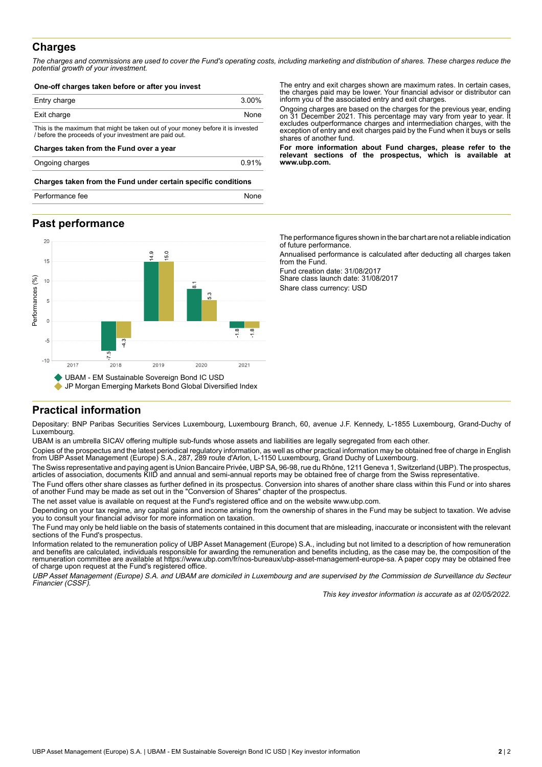## Charges

*The charges and commissions are used to cover the Fund's operating costs, including marketing and distribution of shares. These charges reduce the potential growth of your investment.*

| One-off charges taken before or after you invest | |
|---|---|
| Entry charge | 3.00% |
| Exit charge | None |

This is the maximum that might be taken out of your money before it is invested / before the proceeds of your investment are paid out.

| Charges taken from the Fund over a year | |
|---|---|
| Ongoing charges | 0.91% |

| Charges taken from the Fund under certain specific conditions | |
|---|---|
| Performance fee | None |

The entry and exit charges shown are maximum rates. In certain cases, the charges paid may be lower. Your financial advisor or distributor can inform you of the associated entry and exit charges.

Ongoing charges are based on the charges for the previous year, ending on 31 December 2021. This percentage may vary from year to year. It excludes outperformance charges and intermediation charges, with the exception of entry and exit charges paid by the Fund when it buys or sells shares of another fund.

**For more information about Fund charges, please refer to the relevant sections of the prospectus, which is available at www.ubp.com.**

## Past performance

Performances (%)

20
15
10
5
0
-5
-10

2017 2018 2019 2020 2021

-7.5 -4.3 14.9 15.0 8.1 5.3 -1.8 -1.8

UBAM - EM Sustainable Sovereign Bond IC USD

JP Morgan Emerging Markets Bond Global Diversified Index

The performance figures shown in the bar chart are not a reliable indication of future performance.

Annualised performance is calculated after deducting all charges taken from the Fund.

Fund creation date: 31/08/2017
Share class launch date: 31/08/2017

Share class currency: USD

## Practical information

Depositary: BNP Paribas Securities Services Luxembourg, Luxembourg Branch, 60, avenue J.F. Kennedy, L-1855 Luxembourg, Grand-Duchy of Luxembourg.

UBAM is an umbrella SICAV offering multiple sub-funds whose assets and liabilities are legally segregated from each other.

Copies of the prospectus and the latest periodical regulatory information, as well as other practical information may be obtained free of charge in English from UBP Asset Management (Europe) S.A., 287, 289 route d'Arlon, L-1150 Luxembourg, Grand Duchy of Luxembourg.

The Swiss representative and paying agent is Union Bancaire Privée, UBP SA, 96-98, rue du Rhône, 1211 Geneva 1, Switzerland (UBP). The prospectus, articles of association, documents KIID and annual and semi-annual reports may be obtained free of charge from the Swiss representative.

The Fund offers other share classes as further defined in its prospectus. Conversion into shares of another share class within this Fund or into shares of another Fund may be made as set out in the "Conversion of Shares" chapter of the prospectus.

The net asset value is available on request at the Fund's registered office and on the website www.ubp.com.

Depending on your tax regime, any capital gains and income arising from the ownership of shares in the Fund may be subject to taxation. We advise you to consult your financial advisor for more information on taxation.

The Fund may only be held liable on the basis of statements contained in this document that are misleading, inaccurate or inconsistent with the relevant sections of the Fund's prospectus.

Information related to the remuneration policy of UBP Asset Management (Europe) S.A., including but not limited to a description of how remuneration and benefits are calculated, individuals responsible for awarding the remuneration and benefits including, as the case may be, the composition of the remuneration committee are available at https://www.ubp.com/fr/nos-bureaux/ubp-asset-management-europe-sa. A paper copy may be obtained free of charge upon request at the Fund's registered office.

*UBP Asset Management (Europe) S.A. and UBAM are domiciled in Luxembourg and are supervised by the Commission de Surveillance du Secteur Financier (CSSF).*

*This key investor information is accurate as at 02/05/2022.*